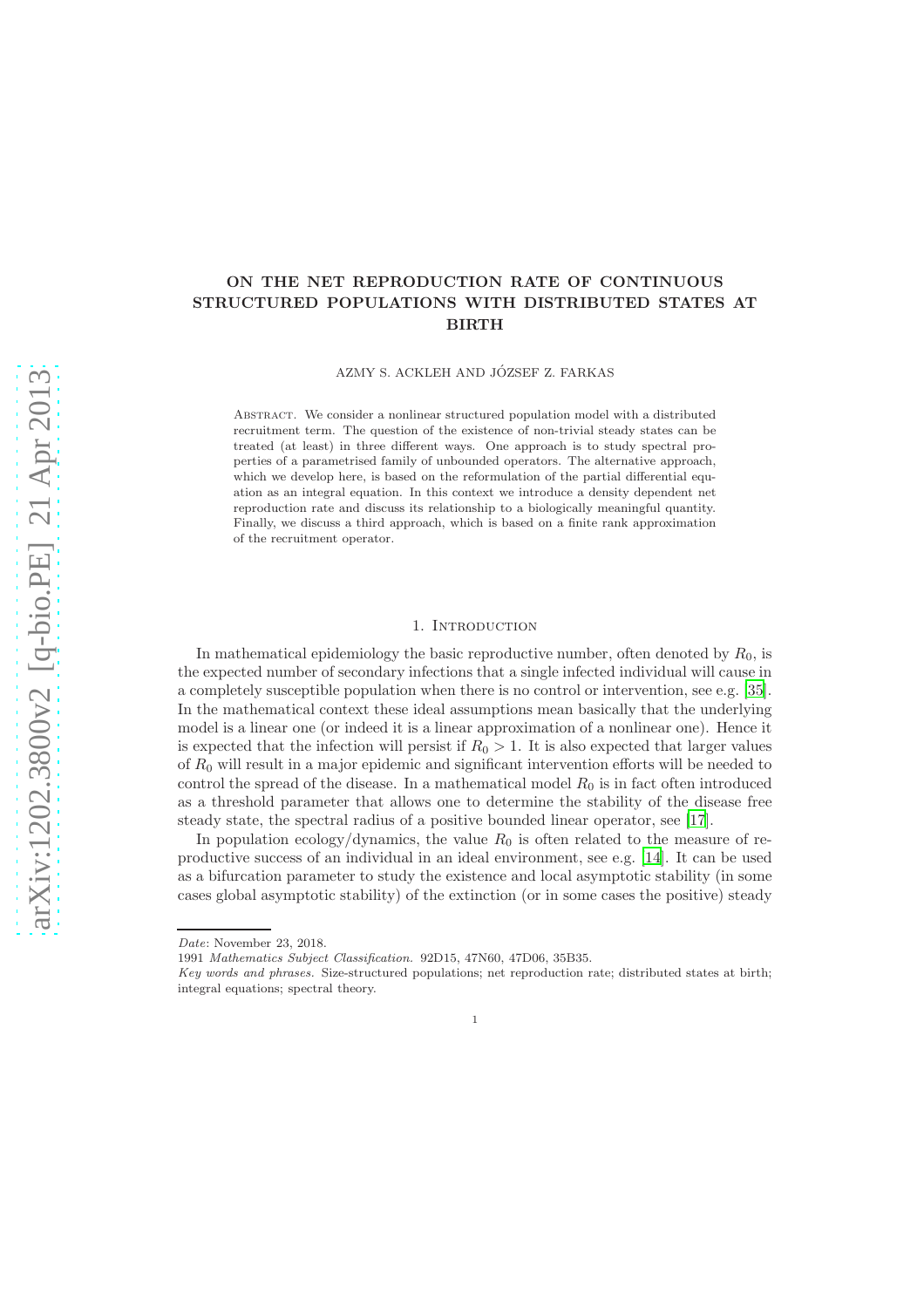# ON THE NET REPRODUCTION RATE OF CONTINUOUS STRUCTURED POPULATIONS WITH DISTRIBUTED STATES AT BIRTH

AZMY S. ACKLEH AND JÓZSEF Z. FARKAS

Abstract. We consider a nonlinear structured population model with a distributed recruitment term. The question of the existence of non-trivial steady states can be treated (at least) in three different ways. One approach is to study spectral properties of a parametrised family of unbounded operators. The alternative approach, which we develop here, is based on the reformulation of the partial differential equation as an integral equation. In this context we introduce a density dependent net reproduction rate and discuss its relationship to a biologically meaningful quantity. Finally, we discuss a third approach, which is based on a finite rank approximation of the recruitment operator.

## 1. Introduction

In mathematical epidemiology the basic reproductive number, often denoted by $R_0$, is the expected number of secondary infections that a single infected individual will cause in a completely susceptible population when there is no control or intervention, see e.g. [35]. In the mathematical context these ideal assumptions mean basically that the underlying model is a linear one (or indeed it is a linear approximation of a nonlinear one). Hence it is expected that the infection will persist if $R_0 > 1$. It is also expected that larger values of $R_0$ will result in a major epidemic and significant intervention efforts will be needed to control the spread of the disease. In a mathematical model $R_0$ is in fact often introduced as a threshold parameter that allows one to determine the stability of the disease free steady state, the spectral radius of a positive bounded linear operator, see [17].

In population ecology/dynamics, the value $R_0$ is often related to the measure of reproductive success of an individual in an ideal environment, see e.g. [14]. It can be used as a bifurcation parameter to study the existence and local asymptotic stability (in some cases global asymptotic stability) of the extinction (or in some cases the positive) steady

*Date*: November 23, 2018.

1991 *Mathematics Subject Classification.* 92D15, 47N60, 47D06, 35B35.

*Key words and phrases.* Size-structured populations; net reproduction rate; distributed states at birth; integral equations; spectral theory.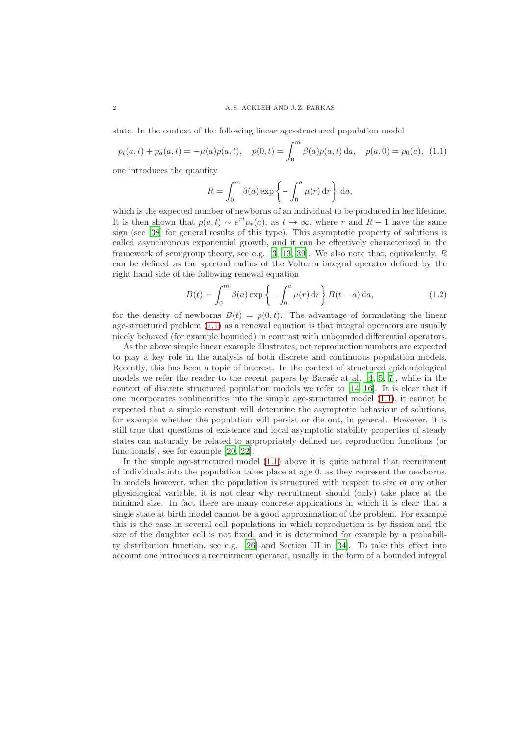state. In the context of the following linear age-structured population model

$$p_t(a,t) + p_a(a,t) = -\mu(a)p(a,t), \quad p(0,t) = \int_0^m \beta(a)p(a,t)\,\mathrm{d}a, \quad p(a,0) = p_0(a), \quad (1.1)$$

one introduces the quantity

$$R = \int_0^m \beta(a) \exp\left\{-\int_0^a \mu(r)\,\mathrm{d}r\right\}\,\mathrm{d}a,$$

which is the expected number of newborns of an individual to be produced in her lifetime. It is then shown that $p(a,t) \sim e^{rt}p_*(a)$, as $t \to \infty$, where $r$ and $R-1$ have the same sign (see [38] for general results of this type). This asymptotic property of solutions is called asynchronous exponential growth, and it can be effectively characterized in the framework of semigroup theory, see e.g. [3, 13, 39]. We also note that, equivalently, $R$ can be defined as the spectral radius of the Volterra integral operator defined by the right hand side of the following renewal equation

$$B(t) = \int_0^m \beta(a) \exp\left\{-\int_0^a \mu(r)\,\mathrm{d}r\right\} B(t-a)\,\mathrm{d}a, \quad (1.2)$$

for the density of newborns $B(t) = p(0,t)$. The advantage of formulating the linear age-structured problem (1.1) as a renewal equation is that integral operators are usually nicely behaved (for example bounded) in contrast with unbounded differential operators.

As the above simple linear example illustrates, net reproduction numbers are expected to play a key role in the analysis of both discrete and continuous population models. Recently, this has been a topic of interest. In the context of structured epidemiological models we refer the reader to the recent papers by Bacaër at al. [4, 5, 7], while in the context of discrete structured population models we refer to [14–16]. It is clear that if one incorporates nonlinearities into the simple age-structured model (1.1), it cannot be expected that a simple constant will determine the asymptotic behaviour of solutions, for example whether the population will persist or die out, in general. However, it is still true that questions of existence and local asymptotic stability properties of steady states can naturally be related to appropriately defined net reproduction functions (or functionals), see for example [20, 22].

In the simple age-structured model (1.1) above it is quite natural that recruitment of individuals into the population takes place at age 0, as they represent the newborns. In models however, when the population is structured with respect to size or any other physiological variable, it is not clear why recruitment should (only) take place at the minimal size. In fact there are many concrete applications in which it is clear that a single state at birth model cannot be a good approximation of the problem. For example this is the case in several cell populations in which reproduction is by fission and the size of the daughter cell is not fixed, and it is determined for example by a probability distribution function, see e.g. [26] and Section III in [34]. To take this effect into account one introduces a recruitment operator, usually in the form of a bounded integral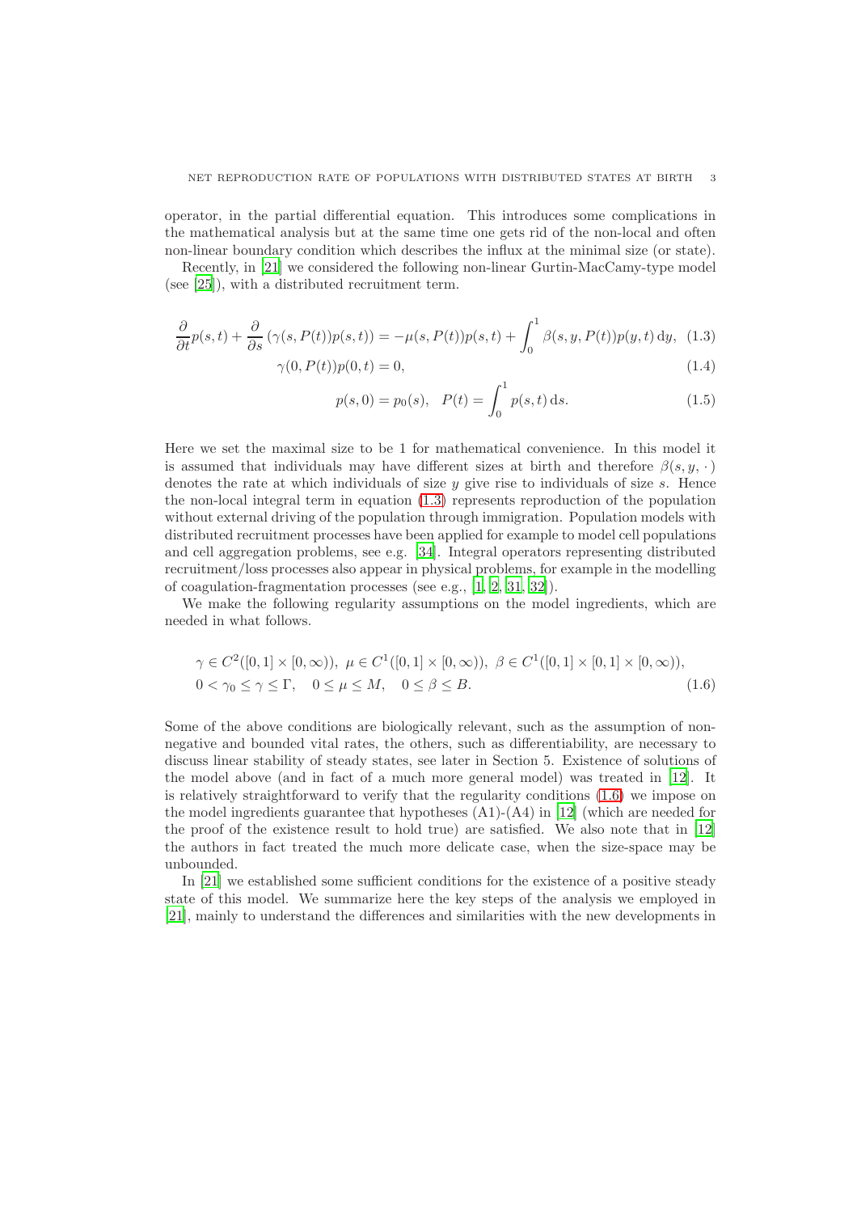operator, in the partial differential equation. This introduces some complications in the mathematical analysis but at the same time one gets rid of the non-local and often non-linear boundary condition which describes the influx at the minimal size (or state).

Recently, in [21] we considered the following non-linear Gurtin-MacCamy-type model (see [25]), with a distributed recruitment term.

$$\frac{\partial}{\partial t}p(s,t) + \frac{\partial}{\partial s}\left(\gamma(s,P(t))p(s,t)\right) = -\mu(s,P(t))p(s,t) + \int_0^1 \beta(s,y,P(t))p(y,t)\,\mathrm{d}y, \quad (1.3)$$

$$\gamma(0,P(t))p(0,t) = 0, \quad (1.4)$$

$$p(s,0) = p_0(s), \quad P(t) = \int_0^1 p(s,t)\,\mathrm{d}s. \quad (1.5)$$

Here we set the maximal size to be 1 for mathematical convenience. In this model it is assumed that individuals may have different sizes at birth and therefore $\beta(s,y,\cdot)$ denotes the rate at which individuals of size $y$ give rise to individuals of size $s$. Hence the non-local integral term in equation (1.3) represents reproduction of the population without external driving of the population through immigration. Population models with distributed recruitment processes have been applied for example to model cell populations and cell aggregation problems, see e.g. [34]. Integral operators representing distributed recruitment/loss processes also appear in physical problems, for example in the modelling of coagulation-fragmentation processes (see e.g., [1, 2, 31, 32]).

We make the following regularity assumptions on the model ingredients, which are needed in what follows.

$$\begin{aligned}
&\gamma \in C^2([0,1]\times[0,\infty)),\ \mu \in C^1([0,1]\times[0,\infty)),\ \beta \in C^1([0,1]\times[0,1]\times[0,\infty)),\\
&0 < \gamma_0 \le \gamma \le \Gamma, \quad 0 \le \mu \le M, \quad 0 \le \beta \le B.
\end{aligned} \quad (1.6)$$

Some of the above conditions are biologically relevant, such as the assumption of non-negative and bounded vital rates, the others, such as differentiability, are necessary to discuss linear stability of steady states, see later in Section 5. Existence of solutions of the model above (and in fact of a much more general model) was treated in [12]. It is relatively straightforward to verify that the regularity conditions (1.6) we impose on the model ingredients guarantee that hypotheses (A1)-(A4) in [12] (which are needed for the proof of the existence result to hold true) are satisfied. We also note that in [12] the authors in fact treated the much more delicate case, when the size-space may be unbounded.

In [21] we established some sufficient conditions for the existence of a positive steady state of this model. We summarize here the key steps of the analysis we employed in [21], mainly to understand the differences and similarities with the new developments in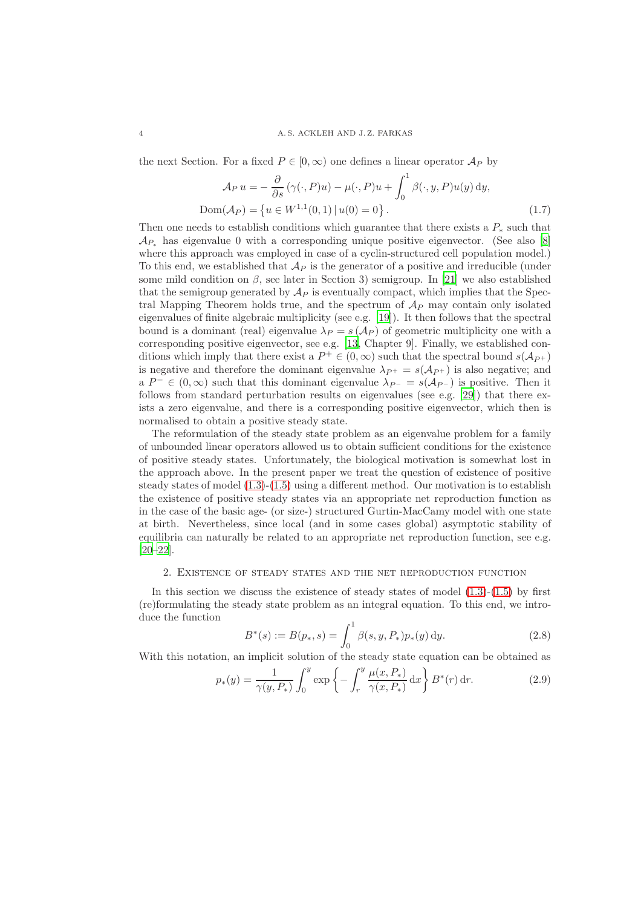the next Section. For a fixed $P \in [0, \infty)$ one defines a linear operator $\mathcal{A}_P$ by

$$
\begin{aligned}
\mathcal{A}_P\, u &= -\frac{\partial}{\partial s}\left(\gamma(\cdot, P)u\right) - \mu(\cdot, P)u + \int_0^1 \beta(\cdot, y, P)u(y)\,\mathrm{d}y, \\
\mathrm{Dom}(\mathcal{A}_P) &= \left\{u \in W^{1,1}(0,1) \,|\, u(0) = 0\right\}.
\end{aligned} \tag{1.7}
$$

Then one needs to establish conditions which guarantee that there exists a $P_*$ such that $\mathcal{A}_{P_*}$ has eigenvalue 0 with a corresponding unique positive eigenvector. (See also [8] where this approach was employed in case of a cyclin-structured cell population model.) To this end, we established that $\mathcal{A}_P$ is the generator of a positive and irreducible (under some mild condition on $\beta$, see later in Section 3) semigroup. In [21] we also established that the semigroup generated by $\mathcal{A}_P$ is eventually compact, which implies that the Spectral Mapping Theorem holds true, and the spectrum of $\mathcal{A}_P$ may contain only isolated eigenvalues of finite algebraic multiplicity (see e.g. [19]). It then follows that the spectral bound is a dominant (real) eigenvalue $\lambda_P = s\left(\mathcal{A}_P\right)$ of geometric multiplicity one with a corresponding positive eigenvector, see e.g. [13, Chapter 9]. Finally, we established conditions which imply that there exist a $P^+ \in (0, \infty)$ such that the spectral bound $s(\mathcal{A}_{P^+})$ is negative and therefore the dominant eigenvalue $\lambda_{P^+} = s(\mathcal{A}_{P^+})$ is also negative; and a $P^- \in (0, \infty)$ such that this dominant eigenvalue $\lambda_{P^-} = s(\mathcal{A}_{P^-})$ is positive. Then it follows from standard perturbation results on eigenvalues (see e.g. [29]) that there exists a zero eigenvalue, and there is a corresponding positive eigenvector, which then is normalised to obtain a positive steady state.

The reformulation of the steady state problem as an eigenvalue problem for a family of unbounded linear operators allowed us to obtain sufficient conditions for the existence of positive steady states. Unfortunately, the biological motivation is somewhat lost in the approach above. In the present paper we treat the question of existence of positive steady states of model (1.3)-(1.5) using a different method. Our motivation is to establish the existence of positive steady states via an appropriate net reproduction function as in the case of the basic age- (or size-) structured Gurtin-MacCamy model with one state at birth. Nevertheless, since local (and in some cases global) asymptotic stability of equilibria can naturally be related to an appropriate net reproduction function, see e.g. [20–22].

## 2. Existence of steady states and the net reproduction function

In this section we discuss the existence of steady states of model (1.3)-(1.5) by first (re)formulating the steady state problem as an integral equation. To this end, we introduce the function

$$
B^*(s) := B(p_*, s) = \int_0^1 \beta(s, y, P_*)p_*(y)\,\mathrm{d}y. \tag{2.8}
$$

With this notation, an implicit solution of the steady state equation can be obtained as

$$
p_*(y) = \frac{1}{\gamma(y, P_*)} \int_0^y \exp\left\{-\int_r^y \frac{\mu(x, P_*)}{\gamma(x, P_*)}\,\mathrm{d}x\right\} B^*(r)\,\mathrm{d}r. \tag{2.9}
$$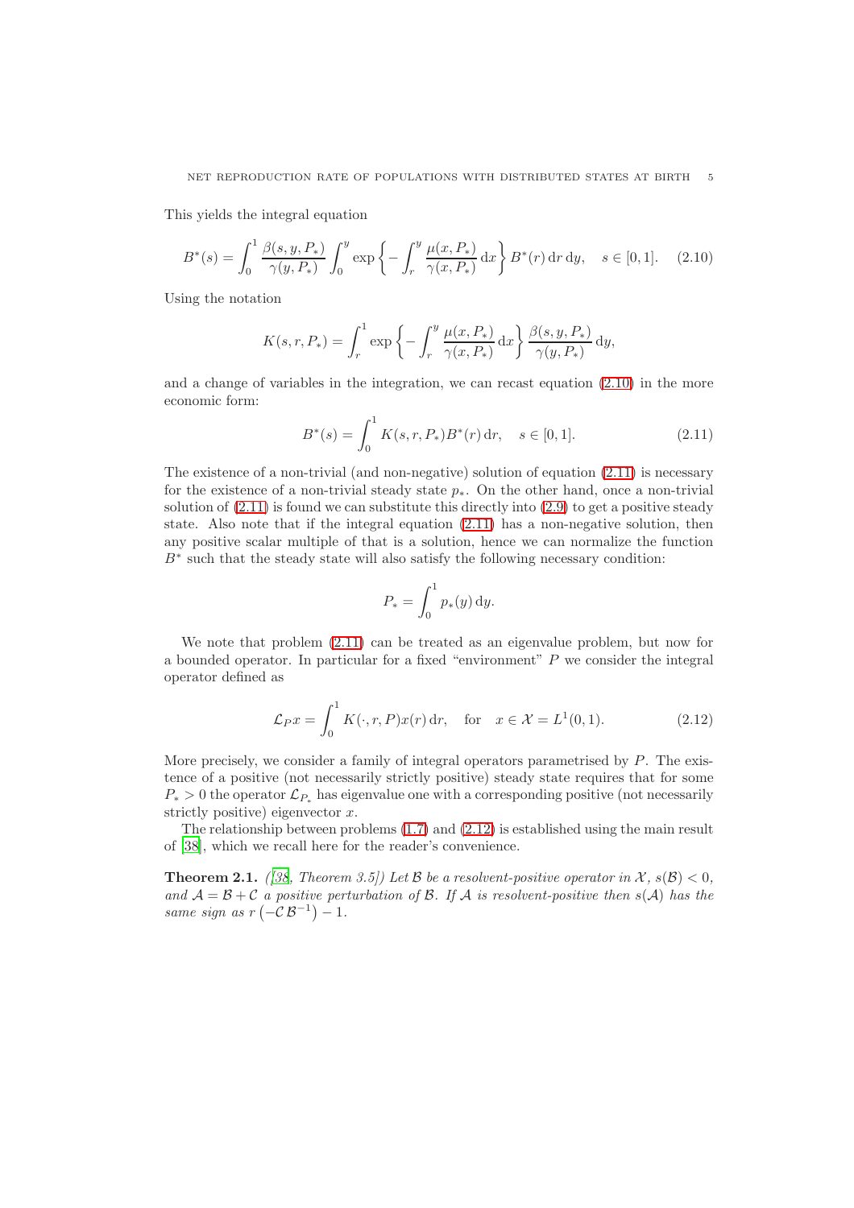This yields the integral equation

$$B^*(s) = \int_0^1 \frac{\beta(s,y,P_*)}{\gamma(y,P_*)} \int_0^y \exp\left\{-\int_r^y \frac{\mu(x,P_*)}{\gamma(x,P_*)}\,\mathrm{d}x\right\} B^*(r)\,\mathrm{d}r\,\mathrm{d}y, \quad s\in[0,1]. \tag{2.10}$$

Using the notation

$$K(s,r,P_*) = \int_r^1 \exp\left\{-\int_r^y \frac{\mu(x,P_*)}{\gamma(x,P_*)}\,\mathrm{d}x\right\} \frac{\beta(s,y,P_*)}{\gamma(y,P_*)}\,\mathrm{d}y,$$

and a change of variables in the integration, we can recast equation (2.10) in the more economic form:

$$B^*(s) = \int_0^1 K(s,r,P_*)B^*(r)\,\mathrm{d}r, \quad s\in[0,1]. \tag{2.11}$$

The existence of a non-trivial (and non-negative) solution of equation (2.11) is necessary for the existence of a non-trivial steady state $p_*$. On the other hand, once a non-trivial solution of (2.11) is found we can substitute this directly into (2.9) to get a positive steady state. Also note that if the integral equation (2.11) has a non-negative solution, then any positive scalar multiple of that is a solution, hence we can normalize the function $B^*$ such that the steady state will also satisfy the following necessary condition:

$$P_* = \int_0^1 p_*(y)\,\mathrm{d}y.$$

We note that problem (2.11) can be treated as an eigenvalue problem, but now for a bounded operator. In particular for a fixed "environment" $P$ we consider the integral operator defined as

$$\mathcal{L}_P x = \int_0^1 K(\cdot,r,P)x(r)\,\mathrm{d}r, \quad \text{for} \quad x\in\mathcal{X}=L^1(0,1). \tag{2.12}$$

More precisely, we consider a family of integral operators parametrised by $P$. The existence of a positive (not necessarily strictly positive) steady state requires that for some $P_*>0$ the operator $\mathcal{L}_{P_*}$ has eigenvalue one with a corresponding positive (not necessarily strictly positive) eigenvector $x$.

The relationship between problems (1.7) and (2.12) is established using the main result of [38], which we recall here for the reader's convenience.

**Theorem 2.1.** *([38, Theorem 3.5]) Let $\mathcal{B}$ be a resolvent-positive operator in $\mathcal{X}$, $s(\mathcal{B})<0$, and $\mathcal{A}=\mathcal{B}+\mathcal{C}$ a positive perturbation of $\mathcal{B}$. If $\mathcal{A}$ is resolvent-positive then $s(\mathcal{A})$ has the same sign as $r\left(-\mathcal{C}\,\mathcal{B}^{-1}\right)-1$.*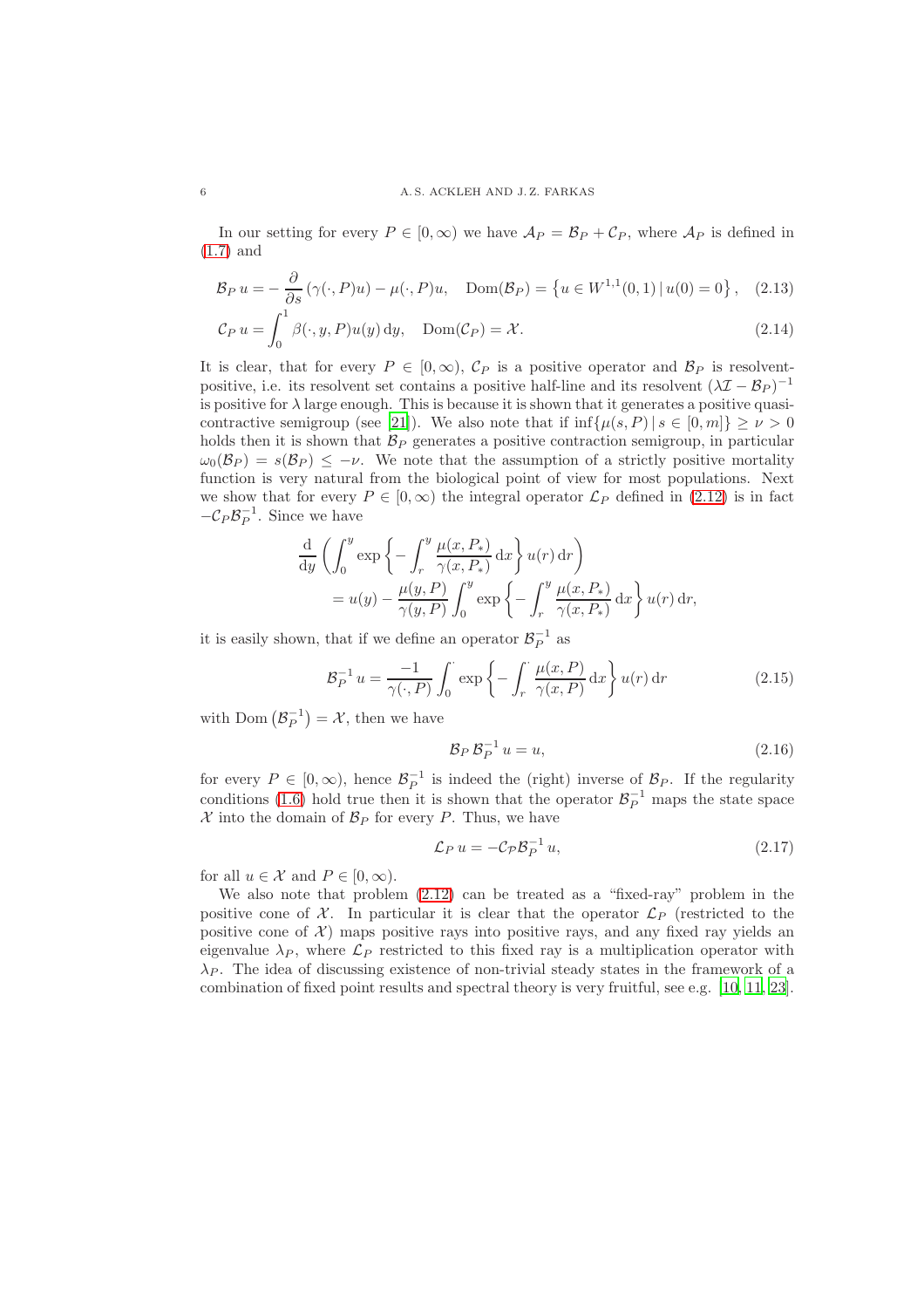In our setting for every $P \in [0,\infty)$ we have $\mathcal{A}_P = \mathcal{B}_P + \mathcal{C}_P$, where $\mathcal{A}_P$ is defined in (1.7) and

$$\mathcal{B}_P\, u = -\frac{\partial}{\partial s}\left(\gamma(\cdot,P)u\right) - \mu(\cdot,P)u, \quad \mathrm{Dom}(\mathcal{B}_P) = \left\{u \in W^{1,1}(0,1)\,|\, u(0)=0\right\}, \quad (2.13)$$

$$\mathcal{C}_P\, u = \int_0^1 \beta(\cdot,y,P)u(y)\,\mathrm{d}y, \quad \mathrm{Dom}(\mathcal{C}_P) = \mathcal{X}. \quad (2.14)$$

It is clear, that for every $P \in [0,\infty)$, $\mathcal{C}_P$ is a positive operator and $\mathcal{B}_P$ is resolvent-positive, i.e. its resolvent set contains a positive half-line and its resolvent $(\lambda\mathcal{I} - \mathcal{B}_P)^{-1}$ is positive for $\lambda$ large enough. This is because it is shown that it generates a positive quasi-contractive semigroup (see [21]). We also note that if $\inf\{\mu(s,P)\,|\, s\in[0,m]\} \geq \nu > 0$ holds then it is shown that $\mathcal{B}_P$ generates a positive contraction semigroup, in particular $\omega_0(\mathcal{B}_P) = s(\mathcal{B}_P) \leq -\nu$. We note that the assumption of a strictly positive mortality function is very natural from the biological point of view for most populations. Next we show that for every $P \in [0,\infty)$ the integral operator $\mathcal{L}_P$ defined in (2.12) is in fact $-\mathcal{C}_P\mathcal{B}_P^{-1}$. Since we have

$$\begin{aligned}\frac{\mathrm{d}}{\mathrm{d}y}&\left(\int_0^y \exp\left\{-\int_r^y \frac{\mu(x,P_*)}{\gamma(x,P_*)}\,\mathrm{d}x\right\}u(r)\,\mathrm{d}r\right)\\ &= u(y) - \frac{\mu(y,P)}{\gamma(y,P)}\int_0^y \exp\left\{-\int_r^y \frac{\mu(x,P_*)}{\gamma(x,P_*)}\,\mathrm{d}x\right\}u(r)\,\mathrm{d}r,\end{aligned}$$

it is easily shown, that if we define an operator $\mathcal{B}_P^{-1}$ as

$$\mathcal{B}_P^{-1}\, u = \frac{-1}{\gamma(\cdot,P)}\int_0^{\cdot} \exp\left\{-\int_r^{\cdot} \frac{\mu(x,P)}{\gamma(x,P)}\,\mathrm{d}x\right\}u(r)\,\mathrm{d}r \quad (2.15)$$

with $\mathrm{Dom}\left(\mathcal{B}_P^{-1}\right) = \mathcal{X}$, then we have

$$\mathcal{B}_P\,\mathcal{B}_P^{-1}\, u = u, \quad (2.16)$$

for every $P \in [0,\infty)$, hence $\mathcal{B}_P^{-1}$ is indeed the (right) inverse of $\mathcal{B}_P$. If the regularity conditions (1.6) hold true then it is shown that the operator $\mathcal{B}_P^{-1}$ maps the state space $\mathcal{X}$ into the domain of $\mathcal{B}_P$ for every $P$. Thus, we have

$$\mathcal{L}_P\, u = -\mathcal{C}_{\mathcal{P}}\mathcal{B}_P^{-1}\, u, \quad (2.17)$$

for all $u \in \mathcal{X}$ and $P \in [0,\infty)$.

We also note that problem (2.12) can be treated as a "fixed-ray" problem in the positive cone of $\mathcal{X}$. In particular it is clear that the operator $\mathcal{L}_P$ (restricted to the positive cone of $\mathcal{X}$) maps positive rays into positive rays, and any fixed ray yields an eigenvalue $\lambda_P$, where $\mathcal{L}_P$ restricted to this fixed ray is a multiplication operator with $\lambda_P$. The idea of discussing existence of non-trivial steady states in the framework of a combination of fixed point results and spectral theory is very fruitful, see e.g. [10, 11, 23].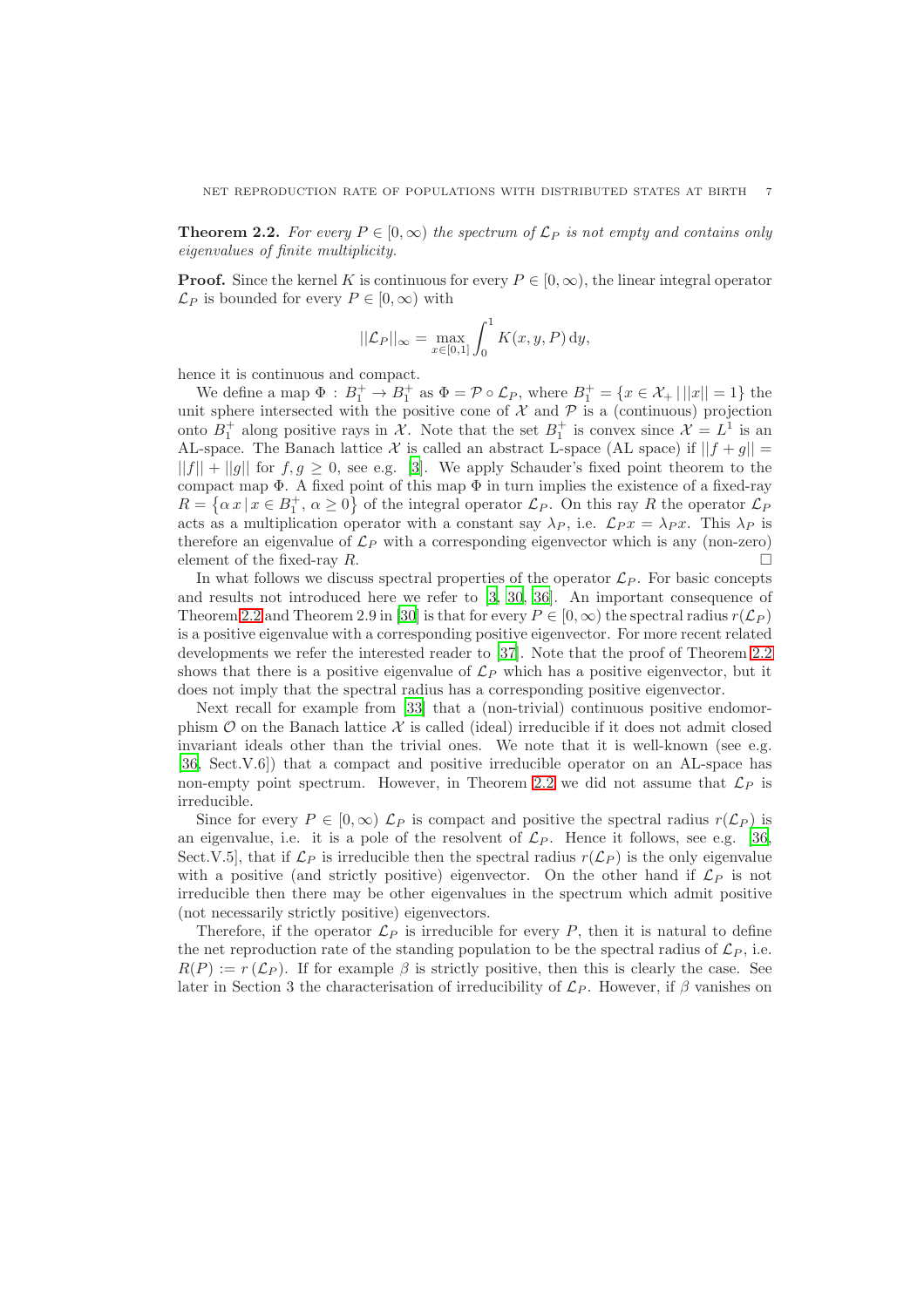**Theorem 2.2.** *For every $P \in [0, \infty)$ the spectrum of $\mathcal{L}_P$ is not empty and contains only eigenvalues of finite multiplicity.*

**Proof.** Since the kernel $K$ is continuous for every $P \in [0, \infty)$, the linear integral operator $\mathcal{L}_P$ is bounded for every $P \in [0, \infty)$ with

$$||\mathcal{L}_P||_\infty = \max_{x \in [0,1]} \int_0^1 K(x, y, P) \, \mathrm{d}y,$$

hence it is continuous and compact.

We define a map $\Phi : B_1^+ \to B_1^+$ as $\Phi = \mathcal{P} \circ \mathcal{L}_P$, where $B_1^+ = \{x \in \mathcal{X}_+ \,|\, ||x|| = 1\}$ the unit sphere intersected with the positive cone of $\mathcal{X}$ and $\mathcal{P}$ is a (continuous) projection onto $B_1^+$ along positive rays in $\mathcal{X}$. Note that the set $B_1^+$ is convex since $\mathcal{X} = L^1$ is an AL-space. The Banach lattice $\mathcal{X}$ is called an abstract L-space (AL space) if $||f + g|| = ||f|| + ||g||$ for $f, g \geq 0$, see e.g. [3]. We apply Schauder's fixed point theorem to the compact map $\Phi$. A fixed point of this map $\Phi$ in turn implies the existence of a fixed-ray $R = \left\{\alpha\, x \,|\, x \in B_1^+,\, \alpha \geq 0\right\}$ of the integral operator $\mathcal{L}_P$. On this ray $R$ the operator $\mathcal{L}_P$ acts as a multiplication operator with a constant say $\lambda_P$, i.e. $\mathcal{L}_P x = \lambda_P x$. This $\lambda_P$ is therefore an eigenvalue of $\mathcal{L}_P$ with a corresponding eigenvector which is any (non-zero) element of the fixed-ray $R$. □

In what follows we discuss spectral properties of the operator $\mathcal{L}_P$. For basic concepts and results not introduced here we refer to [3, 30, 36]. An important consequence of Theorem 2.2 and Theorem 2.9 in [30] is that for every $P \in [0, \infty)$ the spectral radius $r(\mathcal{L}_P)$ is a positive eigenvalue with a corresponding positive eigenvector. For more recent related developments we refer the interested reader to [37]. Note that the proof of Theorem 2.2 shows that there is a positive eigenvalue of $\mathcal{L}_P$ which has a positive eigenvector, but it does not imply that the spectral radius has a corresponding positive eigenvector.

Next recall for example from [33] that a (non-trivial) continuous positive endomorphism $\mathcal{O}$ on the Banach lattice $\mathcal{X}$ is called (ideal) irreducible if it does not admit closed invariant ideals other than the trivial ones. We note that it is well-known (see e.g. [36, Sect.V.6]) that a compact and positive irreducible operator on an AL-space has non-empty point spectrum. However, in Theorem 2.2 we did not assume that $\mathcal{L}_P$ is irreducible.

Since for every $P \in [0, \infty)$ $\mathcal{L}_P$ is compact and positive the spectral radius $r(\mathcal{L}_P)$ is an eigenvalue, i.e. it is a pole of the resolvent of $\mathcal{L}_P$. Hence it follows, see e.g. [36, Sect.V.5], that if $\mathcal{L}_P$ is irreducible then the spectral radius $r(\mathcal{L}_P)$ is the only eigenvalue with a positive (and strictly positive) eigenvector. On the other hand if $\mathcal{L}_P$ is not irreducible then there may be other eigenvalues in the spectrum which admit positive (not necessarily strictly positive) eigenvectors.

Therefore, if the operator $\mathcal{L}_P$ is irreducible for every $P$, then it is natural to define the net reproduction rate of the standing population to be the spectral radius of $\mathcal{L}_P$, i.e. $R(P) := r(\mathcal{L}_P)$. If for example $\beta$ is strictly positive, then this is clearly the case. See later in Section 3 the characterisation of irreducibility of $\mathcal{L}_P$. However, if $\beta$ vanishes on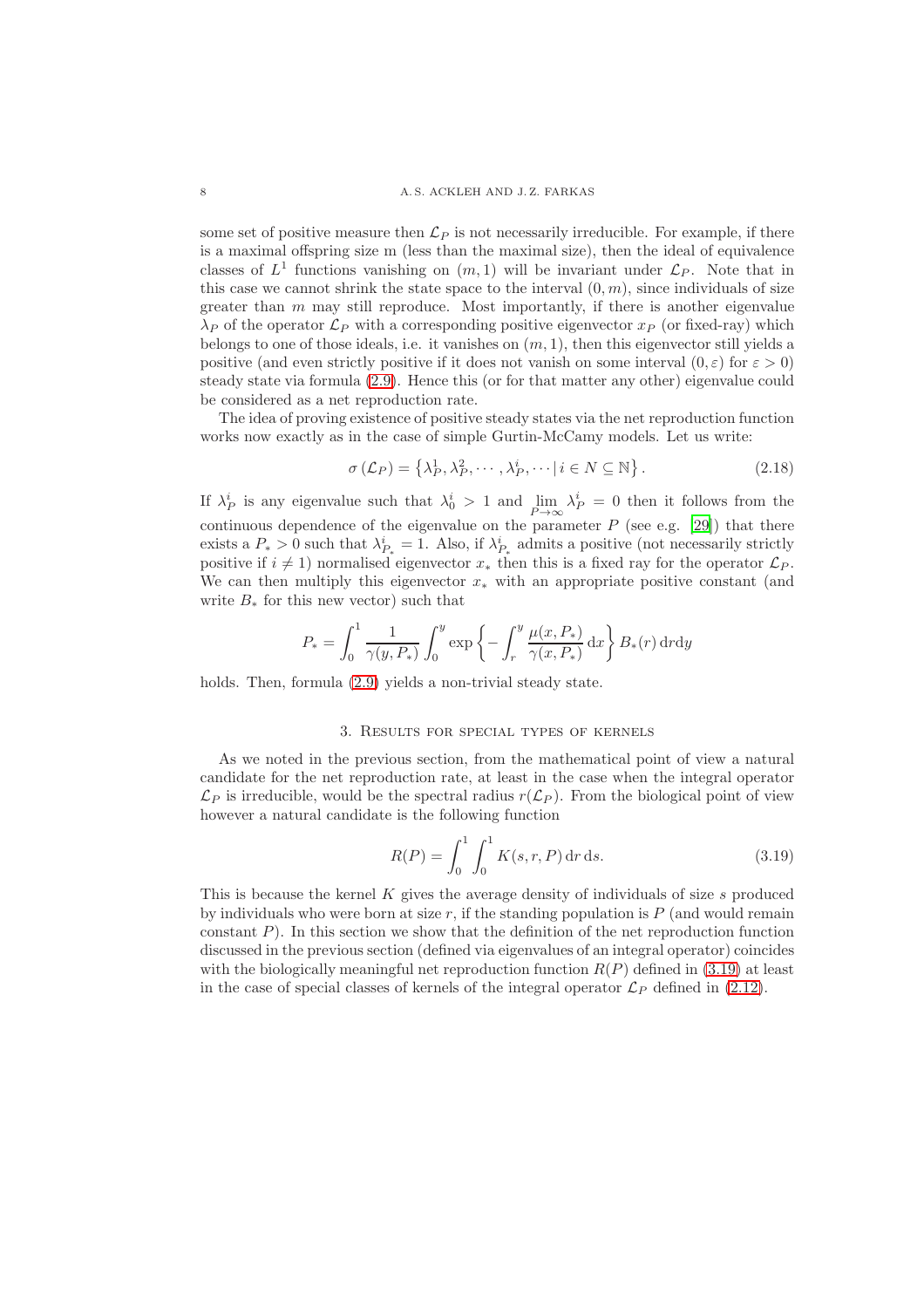some set of positive measure then $\mathcal{L}_P$ is not necessarily irreducible. For example, if there is a maximal offspring size m (less than the maximal size), then the ideal of equivalence classes of $L^1$ functions vanishing on $(m, 1)$ will be invariant under $\mathcal{L}_P$. Note that in this case we cannot shrink the state space to the interval $(0, m)$, since individuals of size greater than $m$ may still reproduce. Most importantly, if there is another eigenvalue $\lambda_P$ of the operator $\mathcal{L}_P$ with a corresponding positive eigenvector $x_P$ (or fixed-ray) which belongs to one of those ideals, i.e. it vanishes on $(m, 1)$, then this eigenvector still yields a positive (and even strictly positive if it does not vanish on some interval $(0, \varepsilon)$ for $\varepsilon > 0$) steady state via formula (2.9). Hence this (or for that matter any other) eigenvalue could be considered as a net reproduction rate.

The idea of proving existence of positive steady states via the net reproduction function works now exactly as in the case of simple Gurtin-McCamy models. Let us write:

$$\sigma(\mathcal{L}_P) = \left\{\lambda_P^1, \lambda_P^2, \cdots, \lambda_P^i, \cdots \,|\, i \in N \subseteq \mathbb{N}\right\}. \tag{2.18}$$

If $\lambda_P^i$ is any eigenvalue such that $\lambda_0^i > 1$ and $\lim_{P\to\infty} \lambda_P^i = 0$ then it follows from the continuous dependence of the eigenvalue on the parameter $P$ (see e.g. [29]) that there exists a $P_* > 0$ such that $\lambda_{P_*}^i = 1$. Also, if $\lambda_{P_*}^i$ admits a positive (not necessarily strictly positive if $i \neq 1$) normalised eigenvector $x_*$ then this is a fixed ray for the operator $\mathcal{L}_P$. We can then multiply this eigenvector $x_*$ with an appropriate positive constant (and write $B_*$ for this new vector) such that

$$P_* = \int_0^1 \frac{1}{\gamma(y, P_*)} \int_0^y \exp\left\{-\int_r^y \frac{\mu(x, P_*)}{\gamma(x, P_*)}\,\mathrm{d}x\right\} B_*(r)\,\mathrm{d}r\mathrm{d}y$$

holds. Then, formula (2.9) yields a non-trivial steady state.

## 3. Results for special types of kernels

As we noted in the previous section, from the mathematical point of view a natural candidate for the net reproduction rate, at least in the case when the integral operator $\mathcal{L}_P$ is irreducible, would be the spectral radius $r(\mathcal{L}_P)$. From the biological point of view however a natural candidate is the following function

$$R(P) = \int_0^1 \int_0^1 K(s, r, P)\,\mathrm{d}r\,\mathrm{d}s. \tag{3.19}$$

This is because the kernel $K$ gives the average density of individuals of size $s$ produced by individuals who were born at size $r$, if the standing population is $P$ (and would remain constant $P$). In this section we show that the definition of the net reproduction function discussed in the previous section (defined via eigenvalues of an integral operator) coincides with the biologically meaningful net reproduction function $R(P)$ defined in (3.19) at least in the case of special classes of kernels of the integral operator $\mathcal{L}_P$ defined in (2.12).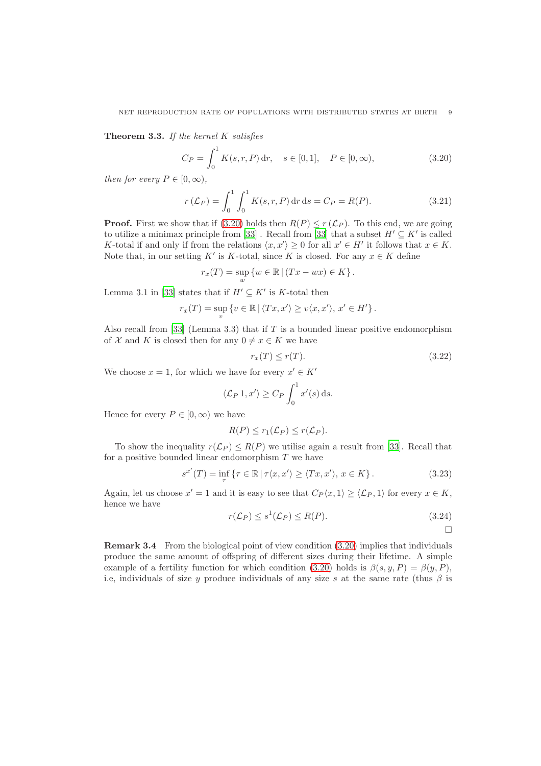**Theorem 3.3.** *If the kernel $K$ satisfies*

$$C_P = \int_0^1 K(s, r, P)\,\mathrm{d}r, \quad s \in [0,1], \quad P \in [0,\infty), \tag{3.20}$$

*then for every $P \in [0,\infty)$,*

$$r(\mathcal{L}_P) = \int_0^1 \int_0^1 K(s,r,P)\,\mathrm{d}r\,\mathrm{d}s = C_P = R(P). \tag{3.21}$$

**Proof.** First we show that if (3.20) holds then $R(P) \leq r(\mathcal{L}_P)$. To this end, we are going to utilize a minimax principle from [33] . Recall from [33] that a subset $H' \subseteq K'$ is called $K$-total if and only if from the relations $\langle x, x' \rangle \geq 0$ for all $x' \in H'$ it follows that $x \in K$. Note that, in our setting $K'$ is $K$-total, since $K$ is closed. For any $x \in K$ define

$$r_x(T) = \sup_w \{ w \in \mathbb{R} \,|\, (Tx - wx) \in K \}.$$

Lemma 3.1 in [33] states that if $H' \subseteq K'$ is $K$-total then

$$r_x(T) = \sup_v \{ v \in \mathbb{R} \,|\, \langle Tx, x' \rangle \geq v \langle x, x' \rangle, \, x' \in H' \}.$$

Also recall from [33] (Lemma 3.3) that if $T$ is a bounded linear positive endomorphism of $\mathcal{X}$ and $K$ is closed then for any $0 \neq x \in K$ we have

$$r_x(T) \leq r(T). \tag{3.22}$$

We choose $x = 1$, for which we have for every $x' \in K'$

$$\langle \mathcal{L}_P 1, x' \rangle \geq C_P \int_0^1 x'(s)\,\mathrm{d}s.$$

Hence for every $P \in [0,\infty)$ we have

$$R(P) \leq r_1(\mathcal{L}_P) \leq r(\mathcal{L}_P).$$

To show the inequality $r(\mathcal{L}_P) \leq R(P)$ we utilise again a result from [33]. Recall that for a positive bounded linear endomorphism $T$ we have

$$s^{x'}(T) = \inf_\tau \{ \tau \in \mathbb{R} \,|\, \tau \langle x, x' \rangle \geq \langle Tx, x' \rangle, \, x \in K \}. \tag{3.23}$$

Again, let us choose $x' = 1$ and it is easy to see that $C_P \langle x, 1 \rangle \geq \langle \mathcal{L}_P, 1 \rangle$ for every $x \in K$, hence we have

$$r(\mathcal{L}_P) \leq s^1(\mathcal{L}_P) \leq R(P). \tag{3.24}$$

$\square$

**Remark 3.4** From the biological point of view condition (3.20) implies that individuals produce the same amount of offspring of different sizes during their lifetime. A simple example of a fertility function for which condition (3.20) holds is $\beta(s, y, P) = \beta(y, P)$, i.e, individuals of size $y$ produce individuals of any size $s$ at the same rate (thus $\beta$ is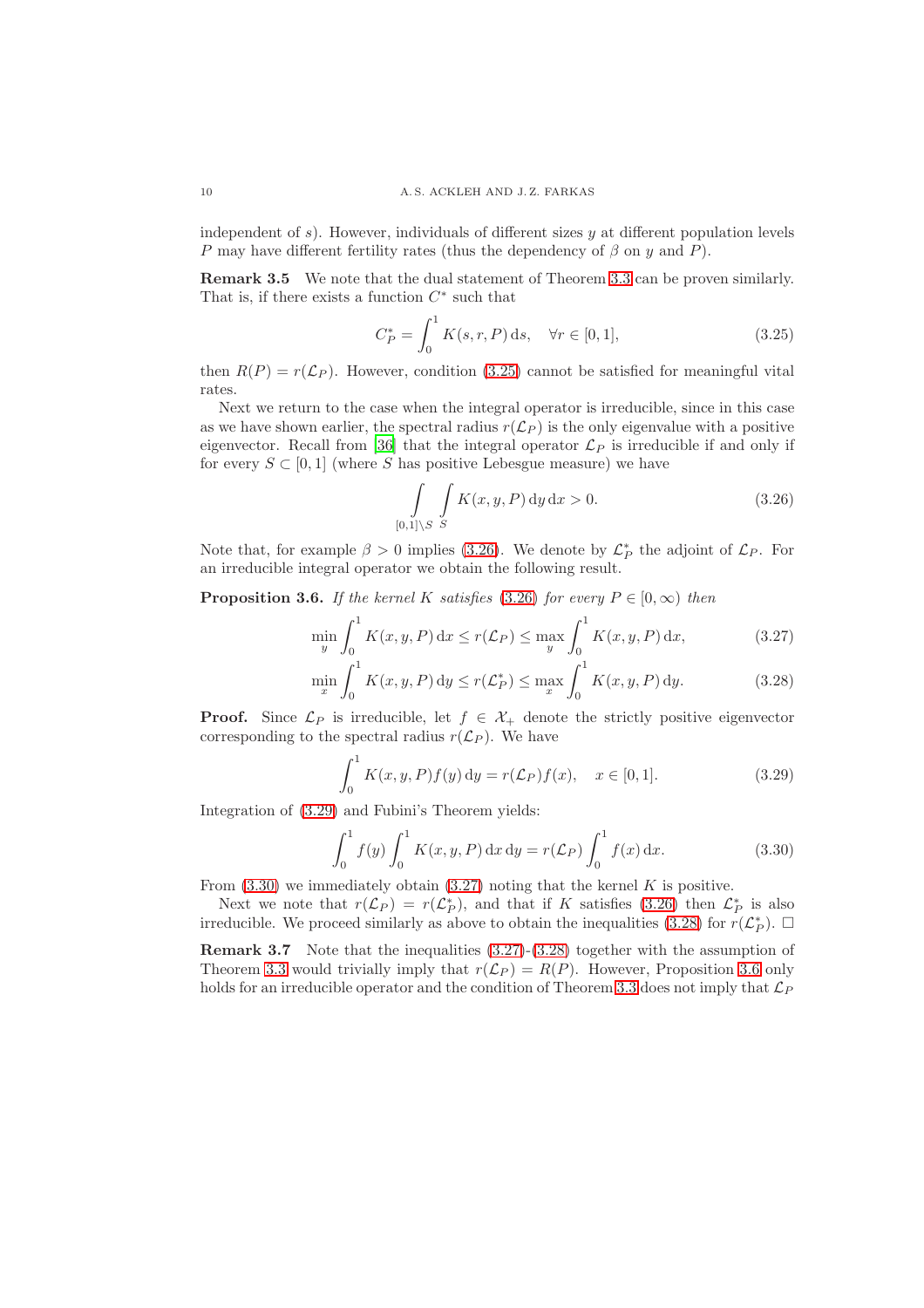independent of $s$). However, individuals of different sizes $y$ at different population levels $P$ may have different fertility rates (thus the dependency of $\beta$ on $y$ and $P$).

**Remark 3.5** We note that the dual statement of Theorem 3.3 can be proven similarly. That is, if there exists a function $C^*$ such that

$$C_P^* = \int_0^1 K(s,r,P)\,\mathrm{d}s, \quad \forall r \in [0,1], \tag{3.25}$$

then $R(P) = r(\mathcal{L}_P)$. However, condition (3.25) cannot be satisfied for meaningful vital rates.

Next we return to the case when the integral operator is irreducible, since in this case as we have shown earlier, the spectral radius $r(\mathcal{L}_P)$ is the only eigenvalue with a positive eigenvector. Recall from [36] that the integral operator $\mathcal{L}_P$ is irreducible if and only if for every $S \subset [0,1]$ (where $S$ has positive Lebesgue measure) we have

$$\int\limits_{[0,1]\setminus S} \int\limits_{S} K(x,y,P)\,\mathrm{d}y\,\mathrm{d}x > 0. \tag{3.26}$$

Note that, for example $\beta > 0$ implies (3.26). We denote by $\mathcal{L}_P^*$ the adjoint of $\mathcal{L}_P$. For an irreducible integral operator we obtain the following result.

**Proposition 3.6.** *If the kernel $K$ satisfies (3.26) for every $P \in [0,\infty)$ then*

$$\min_y \int_0^1 K(x,y,P)\,\mathrm{d}x \leq r(\mathcal{L}_P) \leq \max_y \int_0^1 K(x,y,P)\,\mathrm{d}x, \tag{3.27}$$

$$\min_x \int_0^1 K(x,y,P)\,\mathrm{d}y \leq r(\mathcal{L}_P^*) \leq \max_x \int_0^1 K(x,y,P)\,\mathrm{d}y. \tag{3.28}$$

**Proof.** Since $\mathcal{L}_P$ is irreducible, let $f \in \mathcal{X}_+$ denote the strictly positive eigenvector corresponding to the spectral radius $r(\mathcal{L}_P)$. We have

$$\int_0^1 K(x,y,P)f(y)\,\mathrm{d}y = r(\mathcal{L}_P)f(x), \quad x \in [0,1]. \tag{3.29}$$

Integration of (3.29) and Fubini's Theorem yields:

$$\int_0^1 f(y)\int_0^1 K(x,y,P)\,\mathrm{d}x\,\mathrm{d}y = r(\mathcal{L}_P)\int_0^1 f(x)\,\mathrm{d}x. \tag{3.30}$$

From (3.30) we immediately obtain (3.27) noting that the kernel $K$ is positive.

Next we note that $r(\mathcal{L}_P) = r(\mathcal{L}_P^*)$, and that if $K$ satisfies (3.26) then $\mathcal{L}_P^*$ is also irreducible. We proceed similarly as above to obtain the inequalities (3.28) for $r(\mathcal{L}_P^*)$. $\square$

**Remark 3.7** Note that the inequalities (3.27)-(3.28) together with the assumption of Theorem 3.3 would trivially imply that $r(\mathcal{L}_P) = R(P)$. However, Proposition 3.6 only holds for an irreducible operator and the condition of Theorem 3.3 does not imply that $\mathcal{L}_P$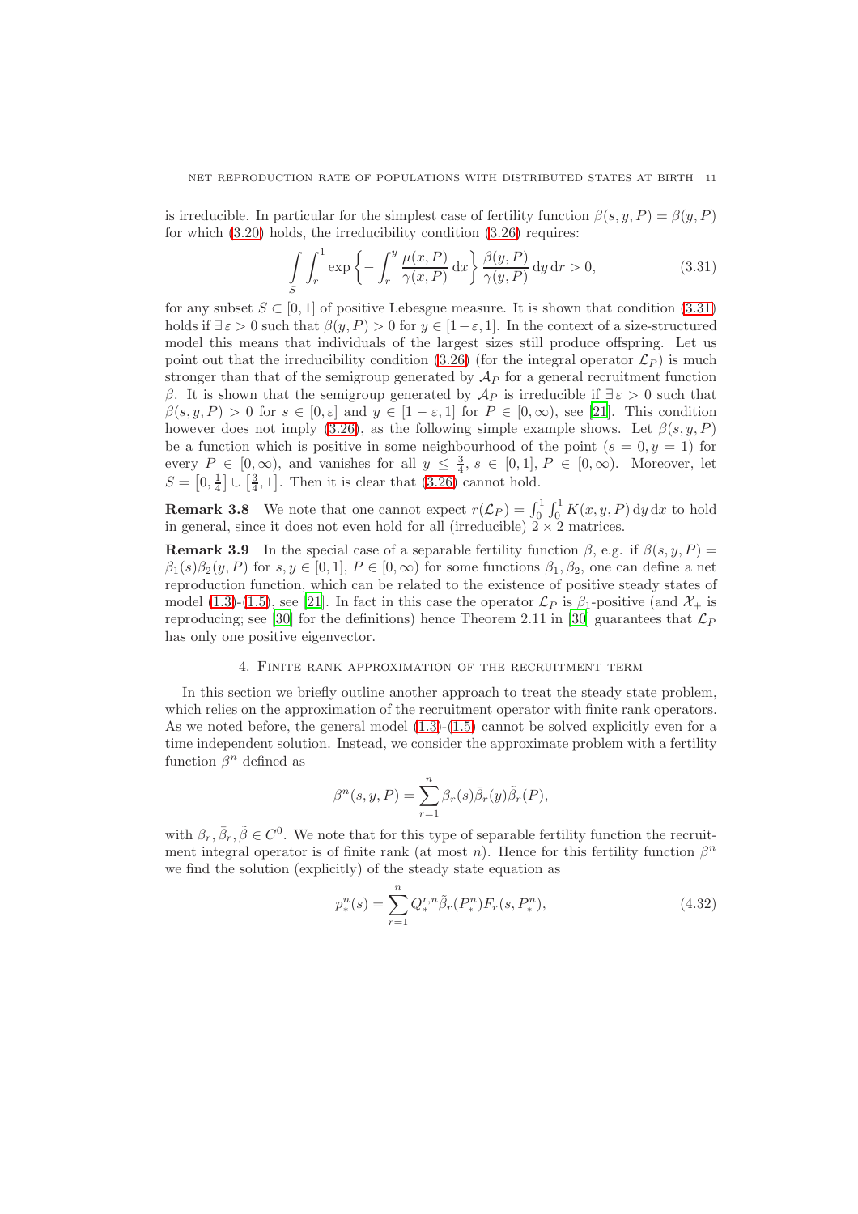is irreducible. In particular for the simplest case of fertility function $\beta(s, y, P) = \beta(y, P)$ for which (3.20) holds, the irreducibility condition (3.26) requires:

$$\int\limits_S \int_r^1 \exp\left\{-\int_r^y \frac{\mu(x, P)}{\gamma(x, P)}\,\mathrm{d}x\right\} \frac{\beta(y, P)}{\gamma(y, P)}\,\mathrm{d}y\,\mathrm{d}r > 0, \tag{3.31}$$

for any subset $S \subset [0, 1]$ of positive Lebesgue measure. It is shown that condition (3.31) holds if $\exists \varepsilon > 0$ such that $\beta(y, P) > 0$ for $y \in [1-\varepsilon, 1]$. In the context of a size-structured model this means that individuals of the largest sizes still produce offspring. Let us point out that the irreducibility condition (3.26) (for the integral operator $\mathcal{L}_P$) is much stronger than that of the semigroup generated by $\mathcal{A}_P$ for a general recruitment function $\beta$. It is shown that the semigroup generated by $\mathcal{A}_P$ is irreducible if $\exists \varepsilon > 0$ such that $\beta(s, y, P) > 0$ for $s \in [0, \varepsilon]$ and $y \in [1-\varepsilon, 1]$ for $P \in [0, \infty)$, see [21]. This condition however does not imply (3.26), as the following simple example shows. Let $\beta(s, y, P)$ be a function which is positive in some neighbourhood of the point $(s = 0, y = 1)$ for every $P \in [0, \infty)$, and vanishes for all $y \leq \frac{3}{4}$, $s \in [0, 1]$, $P \in [0, \infty)$. Moreover, let $S = \left[0, \frac{1}{4}\right] \cup \left[\frac{3}{4}, 1\right]$. Then it is clear that (3.26) cannot hold.

**Remark 3.8** We note that one cannot expect $r(\mathcal{L}_P) = \int_0^1 \int_0^1 K(x, y, P)\,\mathrm{d}y\,\mathrm{d}x$ to hold in general, since it does not even hold for all (irreducible) $2 \times 2$ matrices.

**Remark 3.9** In the special case of a separable fertility function $\beta$, e.g. if $\beta(s, y, P) = \beta_1(s)\beta_2(y, P)$ for $s, y \in [0, 1]$, $P \in [0, \infty)$ for some functions $\beta_1, \beta_2$, one can define a net reproduction function, which can be related to the existence of positive steady states of model (1.3)-(1.5), see [21]. In fact in this case the operator $\mathcal{L}_P$ is $\beta_1$-positive (and $\mathcal{X}_+$ is reproducing; see [30] for the definitions) hence Theorem 2.11 in [30] guarantees that $\mathcal{L}_P$ has only one positive eigenvector.

## 4. Finite rank approximation of the recruitment term

In this section we briefly outline another approach to treat the steady state problem, which relies on the approximation of the recruitment operator with finite rank operators. As we noted before, the general model (1.3)-(1.5) cannot be solved explicitly even for a time independent solution. Instead, we consider the approximate problem with a fertility function $\beta^n$ defined as

$$\beta^n(s, y, P) = \sum_{r=1}^{n} \beta_r(s)\bar{\beta}_r(y)\tilde{\beta}_r(P),$$

with $\beta_r, \bar{\beta}_r, \tilde{\beta} \in C^0$. We note that for this type of separable fertility function the recruitment integral operator is of finite rank (at most $n$). Hence for this fertility function $\beta^n$ we find the solution (explicitly) of the steady state equation as

$$p_*^n(s) = \sum_{r=1}^{n} Q_*^{r,n} \tilde{\beta}_r(P_*^n) F_r(s, P_*^n), \tag{4.32}$$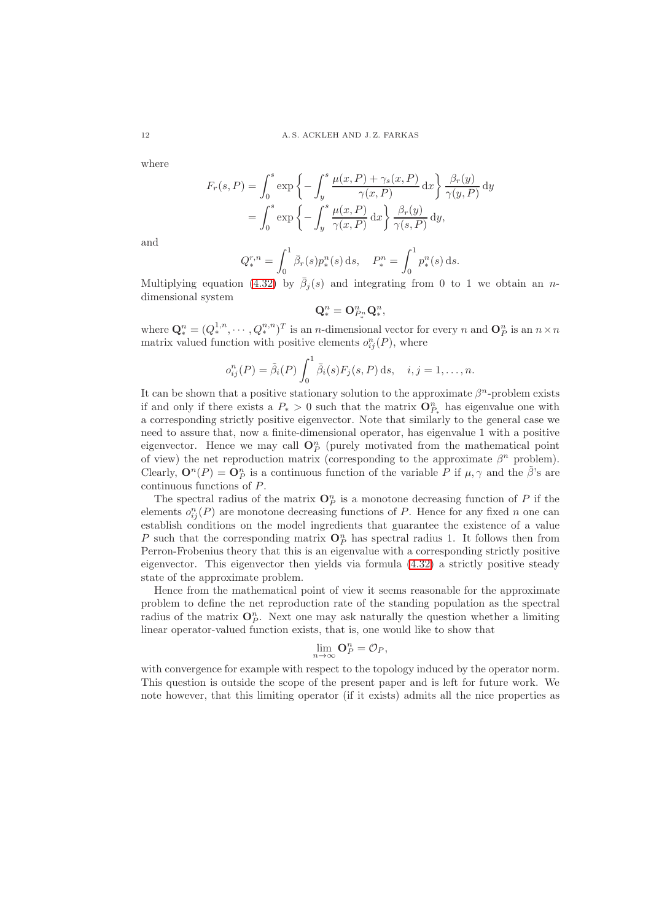where

$$
\begin{aligned}
F_r(s,P) &= \int_0^s \exp\left\{-\int_y^s \frac{\mu(x,P)+\gamma_s(x,P)}{\gamma(x,P)}\,\mathrm{d}x\right\}\frac{\beta_r(y)}{\gamma(y,P)}\,\mathrm{d}y \\
&= \int_0^s \exp\left\{-\int_y^s \frac{\mu(x,P)}{\gamma(x,P)}\,\mathrm{d}x\right\}\frac{\beta_r(y)}{\gamma(s,P)}\,\mathrm{d}y,
\end{aligned}
$$

and

$$
Q_*^{r,n} = \int_0^1 \bar{\beta}_r(s) p_*^n(s)\,\mathrm{d}s, \quad P_*^n = \int_0^1 p_*^n(s)\,\mathrm{d}s.
$$

Multiplying equation (4.32) by $\bar{\beta}_j(s)$ and integrating from 0 to 1 we obtain an $n$-dimensional system

$$
\mathbf{Q}_*^n = \mathbf{O}_{P_*^n}^n \mathbf{Q}_*^n,
$$

where $\mathbf{Q}_*^n = (Q_*^{1,n},\cdots,Q_*^{n,n})^T$ is an $n$-dimensional vector for every $n$ and $\mathbf{O}_P^n$ is an $n\times n$ matrix valued function with positive elements $o_{ij}^n(P)$, where

$$
o_{ij}^n(P) = \tilde{\beta}_i(P)\int_0^1 \bar{\beta}_i(s) F_j(s,P)\,\mathrm{d}s, \quad i,j = 1,\ldots,n.
$$

It can be shown that a positive stationary solution to the approximate $\beta^n$-problem exists if and only if there exists a $P_* > 0$ such that the matrix $\mathbf{O}_{P_*}^n$ has eigenvalue one with a corresponding strictly positive eigenvector. Note that similarly to the general case we need to assure that, now a finite-dimensional operator, has eigenvalue 1 with a positive eigenvector. Hence we may call $\mathbf{O}_P^n$ (purely motivated from the mathematical point of view) the net reproduction matrix (corresponding to the approximate $\beta^n$ problem). Clearly, $\mathbf{O}^n(P) = \mathbf{O}_P^n$ is a continuous function of the variable $P$ if $\mu,\gamma$ and the $\tilde{\beta}$'s are continuous functions of $P$.

The spectral radius of the matrix $\mathbf{O}_P^n$ is a monotone decreasing function of $P$ if the elements $o_{ij}^n(P)$ are monotone decreasing functions of $P$. Hence for any fixed $n$ one can establish conditions on the model ingredients that guarantee the existence of a value $P$ such that the corresponding matrix $\mathbf{O}_P^n$ has spectral radius 1. It follows then from Perron-Frobenius theory that this is an eigenvalue with a corresponding strictly positive eigenvector. This eigenvector then yields via formula (4.32) a strictly positive steady state of the approximate problem.

Hence from the mathematical point of view it seems reasonable for the approximate problem to define the net reproduction rate of the standing population as the spectral radius of the matrix $\mathbf{O}_P^n$. Next one may ask naturally the question whether a limiting linear operator-valued function exists, that is, one would like to show that

$$
\lim_{n\to\infty} \mathbf{O}_P^n = \mathcal{O}_P,
$$

with convergence for example with respect to the topology induced by the operator norm. This question is outside the scope of the present paper and is left for future work. We note however, that this limiting operator (if it exists) admits all the nice properties as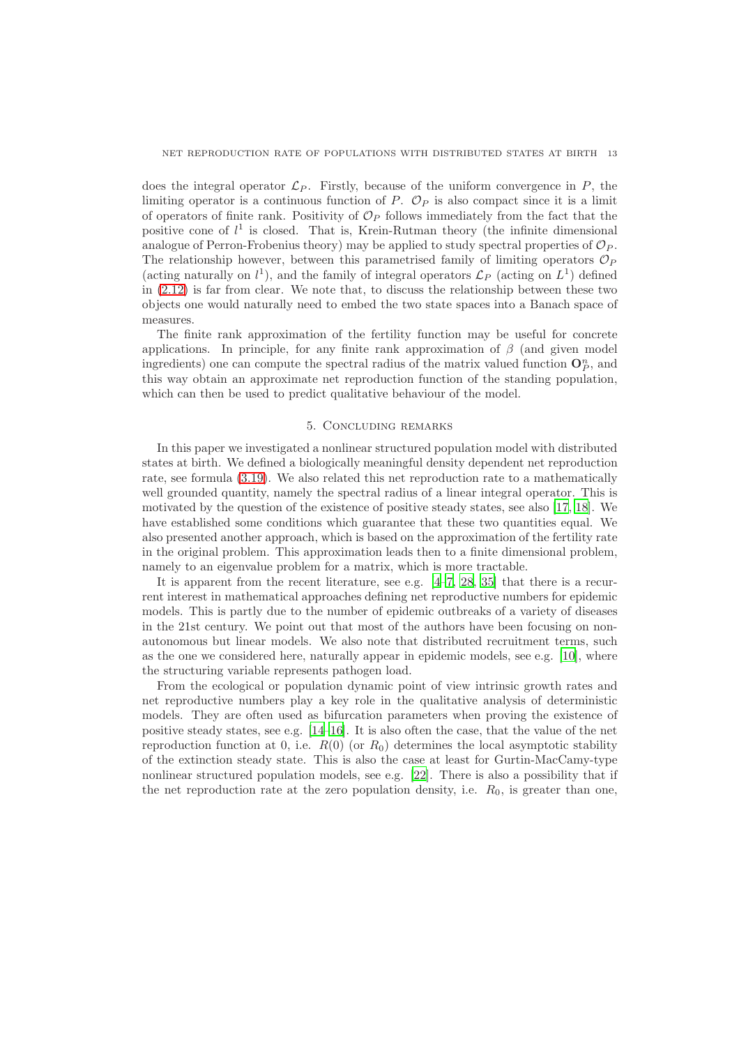does the integral operator $\mathcal{L}_P$. Firstly, because of the uniform convergence in $P$, the limiting operator is a continuous function of $P$. $\mathcal{O}_P$ is also compact since it is a limit of operators of finite rank. Positivity of $\mathcal{O}_P$ follows immediately from the fact that the positive cone of $l^1$ is closed. That is, Krein-Rutman theory (the infinite dimensional analogue of Perron-Frobenius theory) may be applied to study spectral properties of $\mathcal{O}_P$. The relationship however, between this parametrised family of limiting operators $\mathcal{O}_P$ (acting naturally on $l^1$), and the family of integral operators $\mathcal{L}_P$ (acting on $L^1$) defined in (2.12) is far from clear. We note that, to discuss the relationship between these two objects one would naturally need to embed the two state spaces into a Banach space of measures.

The finite rank approximation of the fertility function may be useful for concrete applications. In principle, for any finite rank approximation of $\beta$ (and given model ingredients) one can compute the spectral radius of the matrix valued function $\mathbf{O}_P^n$, and this way obtain an approximate net reproduction function of the standing population, which can then be used to predict qualitative behaviour of the model.

## 5. Concluding remarks

In this paper we investigated a nonlinear structured population model with distributed states at birth. We defined a biologically meaningful density dependent net reproduction rate, see formula (3.19). We also related this net reproduction rate to a mathematically well grounded quantity, namely the spectral radius of a linear integral operator. This is motivated by the question of the existence of positive steady states, see also [17, 18]. We have established some conditions which guarantee that these two quantities equal. We also presented another approach, which is based on the approximation of the fertility rate in the original problem. This approximation leads then to a finite dimensional problem, namely to an eigenvalue problem for a matrix, which is more tractable.

It is apparent from the recent literature, see e.g. [4–7, 28, 35] that there is a recurrent interest in mathematical approaches defining net reproductive numbers for epidemic models. This is partly due to the number of epidemic outbreaks of a variety of diseases in the 21st century. We point out that most of the authors have been focusing on nonautonomous but linear models. We also note that distributed recruitment terms, such as the one we considered here, naturally appear in epidemic models, see e.g. [10], where the structuring variable represents pathogen load.

From the ecological or population dynamic point of view intrinsic growth rates and net reproductive numbers play a key role in the qualitative analysis of deterministic models. They are often used as bifurcation parameters when proving the existence of positive steady states, see e.g. [14–16]. It is also often the case, that the value of the net reproduction function at 0, i.e. $R(0)$ (or $R_0$) determines the local asymptotic stability of the extinction steady state. This is also the case at least for Gurtin-MacCamy-type nonlinear structured population models, see e.g. [22]. There is also a possibility that if the net reproduction rate at the zero population density, i.e. $R_0$, is greater than one,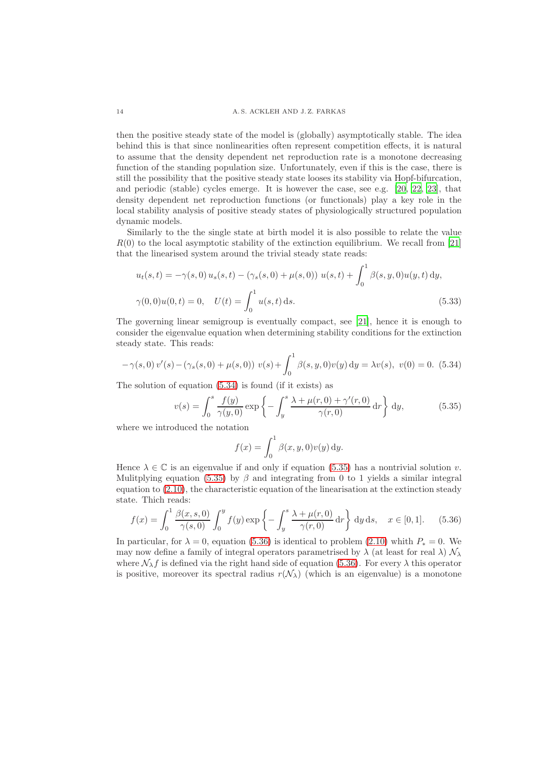then the positive steady state of the model is (globally) asymptotically stable. The idea behind this is that since nonlinearities often represent competition effects, it is natural to assume that the density dependent net reproduction rate is a monotone decreasing function of the standing population size. Unfortunately, even if this is the case, there is still the possibility that the positive steady state looses its stability via Hopf-bifurcation, and periodic (stable) cycles emerge. It is however the case, see e.g. [20, 22, 23], that density dependent net reproduction functions (or functionals) play a key role in the local stability analysis of positive steady states of physiologically structured population dynamic models.

Similarly to the the single state at birth model it is also possible to relate the value $R(0)$ to the local asymptotic stability of the extinction equilibrium. We recall from [21] that the linearised system around the trivial steady state reads:

$$
\begin{aligned}
&u_t(s,t) = -\gamma(s,0)\, u_s(s,t) - (\gamma_s(s,0) + \mu(s,0))\; u(s,t) + \int_0^1 \beta(s,y,0) u(y,t)\,\mathrm{d}y, \\
&\gamma(0,0)u(0,t) = 0, \quad U(t) = \int_0^1 u(s,t)\,\mathrm{d}s. \qquad (5.33)
\end{aligned}
$$

The governing linear semigroup is eventually compact, see [21], hence it is enough to consider the eigenvalue equation when determining stability conditions for the extinction steady state. This reads:

$$
-\gamma(s,0)\, v'(s) - (\gamma_s(s,0) + \mu(s,0))\; v(s) + \int_0^1 \beta(s,y,0) v(y)\,\mathrm{d}y = \lambda v(s), \;\; v(0) = 0. \quad (5.34)
$$

The solution of equation (5.34) is found (if it exists) as

$$
v(s) = \int_0^s \frac{f(y)}{\gamma(y,0)} \exp\left\{ -\int_y^s \frac{\lambda + \mu(r,0) + \gamma'(r,0)}{\gamma(r,0)}\,\mathrm{d}r \right\} \mathrm{d}y, \qquad (5.35)
$$

where we introduced the notation

$$
f(x) = \int_0^1 \beta(x,y,0) v(y)\,\mathrm{d}y.
$$

Hence $\lambda \in \mathbb{C}$ is an eigenvalue if and only if equation (5.35) has a nontrivial solution $v$. Mulitplying equation (5.35) by $\beta$ and integrating from 0 to 1 yields a similar integral equation to (2.10), the characteristic equation of the linearisation at the extinction steady state. Thich reads:

$$
f(x) = \int_0^1 \frac{\beta(x,s,0)}{\gamma(s,0)} \int_0^y f(y) \exp\left\{ -\int_y^s \frac{\lambda + \mu(r,0)}{\gamma(r,0)}\,\mathrm{d}r \right\} \mathrm{d}y\,\mathrm{d}s, \quad x \in [0,1]. \qquad (5.36)
$$

In particular, for $\lambda = 0$, equation (5.36) is identical to problem (2.10) whith $P_* = 0$. We may now define a family of integral operators parametrised by $\lambda$ (at least for real $\lambda$) $\mathcal{N}_\lambda$ where $\mathcal{N}_\lambda f$ is defined via the right hand side of equation (5.36). For every $\lambda$ this operator is positive, moreover its spectral radius $r(\mathcal{N}_\lambda)$ (which is an eigenvalue) is a monotone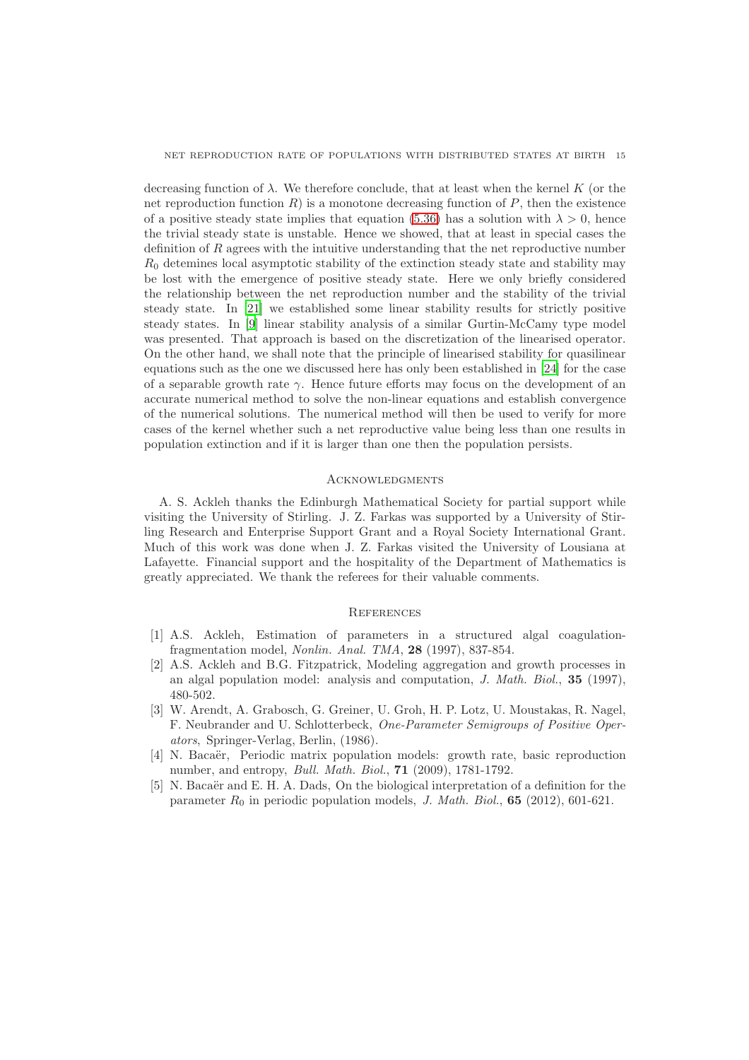decreasing function of $\lambda$. We therefore conclude, that at least when the kernel $K$ (or the net reproduction function $R$) is a monotone decreasing function of $P$, then the existence of a positive steady state implies that equation (5.36) has a solution with $\lambda > 0$, hence the trivial steady state is unstable. Hence we showed, that at least in special cases the definition of $R$ agrees with the intuitive understanding that the net reproductive number $R_0$ detemines local asymptotic stability of the extinction steady state and stability may be lost with the emergence of positive steady state. Here we only briefly considered the relationship between the net reproduction number and the stability of the trivial steady state. In [21] we established some linear stability results for strictly positive steady states. In [9] linear stability analysis of a similar Gurtin-McCamy type model was presented. That approach is based on the discretization of the linearised operator. On the other hand, we shall note that the principle of linearised stability for quasilinear equations such as the one we discussed here has only been established in [24] for the case of a separable growth rate $\gamma$. Hence future efforts may focus on the development of an accurate numerical method to solve the non-linear equations and establish convergence of the numerical solutions. The numerical method will then be used to verify for more cases of the kernel whether such a net reproductive value being less than one results in population extinction and if it is larger than one then the population persists.

## Acknowledgments

A. S. Ackleh thanks the Edinburgh Mathematical Society for partial support while visiting the University of Stirling. J. Z. Farkas was supported by a University of Stirling Research and Enterprise Support Grant and a Royal Society International Grant. Much of this work was done when J. Z. Farkas visited the University of Lousiana at Lafayette. Financial support and the hospitality of the Department of Mathematics is greatly appreciated. We thank the referees for their valuable comments.

## References

[1] A.S. Ackleh, Estimation of parameters in a structured algal coagulation-fragmentation model, *Nonlin. Anal. TMA*, **28** (1997), 837-854.

[2] A.S. Ackleh and B.G. Fitzpatrick, Modeling aggregation and growth processes in an algal population model: analysis and computation, *J. Math. Biol.*, **35** (1997), 480-502.

[3] W. Arendt, A. Grabosch, G. Greiner, U. Groh, H. P. Lotz, U. Moustakas, R. Nagel, F. Neubrander and U. Schlotterbeck, *One-Parameter Semigroups of Positive Operators*, Springer-Verlag, Berlin, (1986).

[4] N. Bacaër, Periodic matrix population models: growth rate, basic reproduction number, and entropy, *Bull. Math. Biol.*, **71** (2009), 1781-1792.

[5] N. Bacaër and E. H. A. Dads, On the biological interpretation of a definition for the parameter $R_0$ in periodic population models, *J. Math. Biol.*, **65** (2012), 601-621.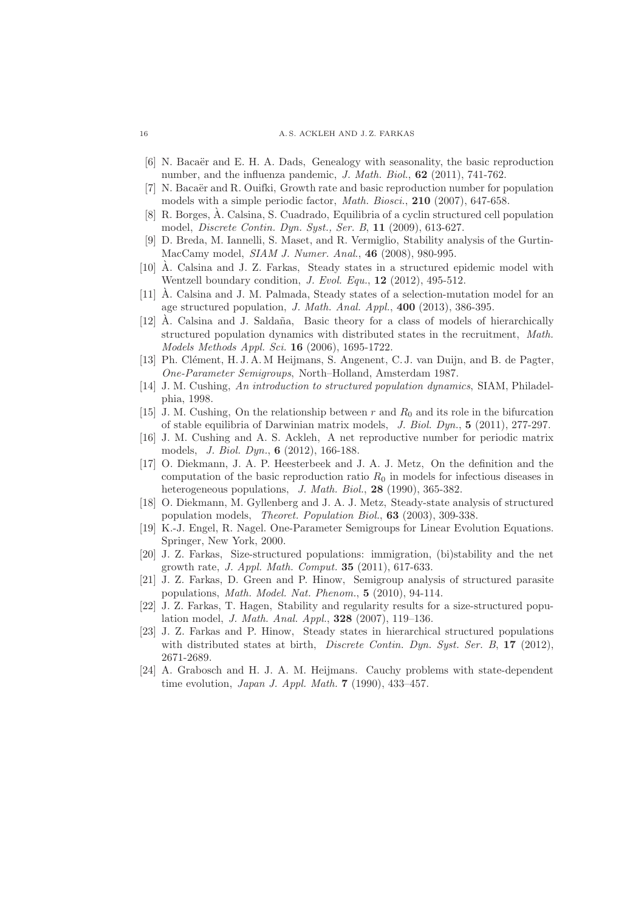[6] N. Bacaër and E. H. A. Dads, Genealogy with seasonality, the basic reproduction number, and the influenza pandemic, *J. Math. Biol.*, **62** (2011), 741-762.

[7] N. Bacaër and R. Ouifki, Growth rate and basic reproduction number for population models with a simple periodic factor, *Math. Biosci.*, **210** (2007), 647-658.

[8] R. Borges, À. Calsina, S. Cuadrado, Equilibria of a cyclin structured cell population model, *Discrete Contin. Dyn. Syst., Ser. B*, **11** (2009), 613-627.

[9] D. Breda, M. Iannelli, S. Maset, and R. Vermiglio, Stability analysis of the Gurtin-MacCamy model, *SIAM J. Numer. Anal.*, **46** (2008), 980-995.

[10] À. Calsina and J. Z. Farkas, Steady states in a structured epidemic model with Wentzell boundary condition, *J. Evol. Equ.*, **12** (2012), 495-512.

[11] À. Calsina and J. M. Palmada, Steady states of a selection-mutation model for an age structured population, *J. Math. Anal. Appl.*, **400** (2013), 386-395.

[12] À. Calsina and J. Saldaña, Basic theory for a class of models of hierarchically structured population dynamics with distributed states in the recruitment, *Math. Models Methods Appl. Sci.* **16** (2006), 1695-1722.

[13] Ph. Clément, H. J. A. M Heijmans, S. Angenent, C. J. van Duijn, and B. de Pagter, *One-Parameter Semigroups*, North–Holland, Amsterdam 1987.

[14] J. M. Cushing, *An introduction to structured population dynamics*, SIAM, Philadelphia, 1998.

[15] J. M. Cushing, On the relationship between $r$ and $R_0$ and its role in the bifurcation of stable equilibria of Darwinian matrix models, *J. Biol. Dyn.*, **5** (2011), 277-297.

[16] J. M. Cushing and A. S. Ackleh, A net reproductive number for periodic matrix models, *J. Biol. Dyn.*, **6** (2012), 166-188.

[17] O. Diekmann, J. A. P. Heesterbeek and J. A. J. Metz, On the definition and the computation of the basic reproduction ratio $R_0$ in models for infectious diseases in heterogeneous populations, *J. Math. Biol.*, **28** (1990), 365-382.

[18] O. Diekmann, M. Gyllenberg and J. A. J. Metz, Steady-state analysis of structured population models, *Theoret. Population Biol.*, **63** (2003), 309-338.

[19] K.-J. Engel, R. Nagel. One-Parameter Semigroups for Linear Evolution Equations. Springer, New York, 2000.

[20] J. Z. Farkas, Size-structured populations: immigration, (bi)stability and the net growth rate, *J. Appl. Math. Comput.* **35** (2011), 617-633.

[21] J. Z. Farkas, D. Green and P. Hinow, Semigroup analysis of structured parasite populations, *Math. Model. Nat. Phenom.*, **5** (2010), 94-114.

[22] J. Z. Farkas, T. Hagen, Stability and regularity results for a size-structured population model, *J. Math. Anal. Appl.*, **328** (2007), 119–136.

[23] J. Z. Farkas and P. Hinow, Steady states in hierarchical structured populations with distributed states at birth, *Discrete Contin. Dyn. Syst. Ser. B*, **17** (2012), 2671-2689.

[24] A. Grabosch and H. J. A. M. Heijmans. Cauchy problems with state-dependent time evolution, *Japan J. Appl. Math.* **7** (1990), 433–457.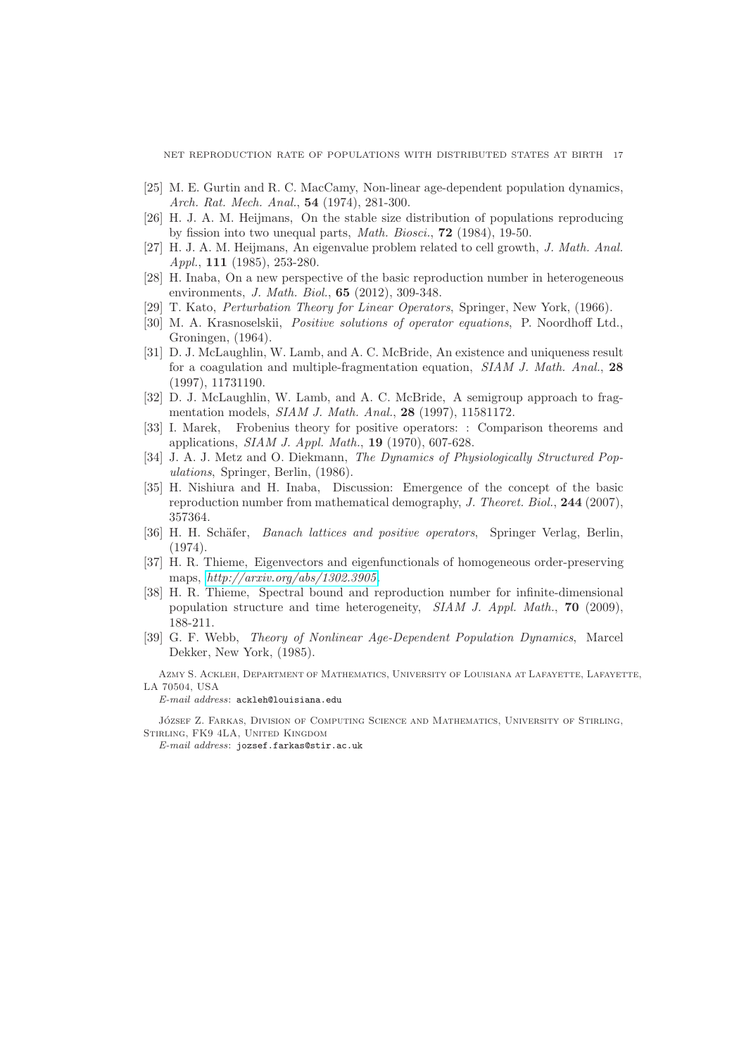[25] M. E. Gurtin and R. C. MacCamy, Non-linear age-dependent population dynamics, *Arch. Rat. Mech. Anal.*, **54** (1974), 281-300.

[26] H. J. A. M. Heijmans, On the stable size distribution of populations reproducing by fission into two unequal parts, *Math. Biosci.*, **72** (1984), 19-50.

[27] H. J. A. M. Heijmans, An eigenvalue problem related to cell growth, *J. Math. Anal. Appl.*, **111** (1985), 253-280.

[28] H. Inaba, On a new perspective of the basic reproduction number in heterogeneous environments, *J. Math. Biol.*, **65** (2012), 309-348.

[29] T. Kato, *Perturbation Theory for Linear Operators*, Springer, New York, (1966).

[30] M. A. Krasnoselskii, *Positive solutions of operator equations*, P. Noordhoff Ltd., Groningen, (1964).

[31] D. J. McLaughlin, W. Lamb, and A. C. McBride, An existence and uniqueness result for a coagulation and multiple-fragmentation equation, *SIAM J. Math. Anal.*, **28** (1997), 11731190.

[32] D. J. McLaughlin, W. Lamb, and A. C. McBride, A semigroup approach to fragmentation models, *SIAM J. Math. Anal.*, **28** (1997), 11581172.

[33] I. Marek, Frobenius theory for positive operators: : Comparison theorems and applications, *SIAM J. Appl. Math.*, **19** (1970), 607-628.

[34] J. A. J. Metz and O. Diekmann, *The Dynamics of Physiologically Structured Populations*, Springer, Berlin, (1986).

[35] H. Nishiura and H. Inaba, Discussion: Emergence of the concept of the basic reproduction number from mathematical demography, *J. Theoret. Biol.*, **244** (2007), 357364.

[36] H. H. Schäfer, *Banach lattices and positive operators*, Springer Verlag, Berlin, (1974).

[37] H. R. Thieme, Eigenvectors and eigenfunctionals of homogeneous order-preserving maps, *http://arxiv.org/abs/1302.3905*.

[38] H. R. Thieme, Spectral bound and reproduction number for infinite-dimensional population structure and time heterogeneity, *SIAM J. Appl. Math.*, **70** (2009), 188-211.

[39] G. F. Webb, *Theory of Nonlinear Age-Dependent Population Dynamics*, Marcel Dekker, New York, (1985).

Azmy S. Ackleh, Department of Mathematics, University of Louisiana at Lafayette, Lafayette, LA 70504, USA

*E-mail address*: ackleh@louisiana.edu

József Z. Farkas, Division of Computing Science and Mathematics, University of Stirling, Stirling, FK9 4LA, United Kingdom

*E-mail address*: jozsef.farkas@stir.ac.uk